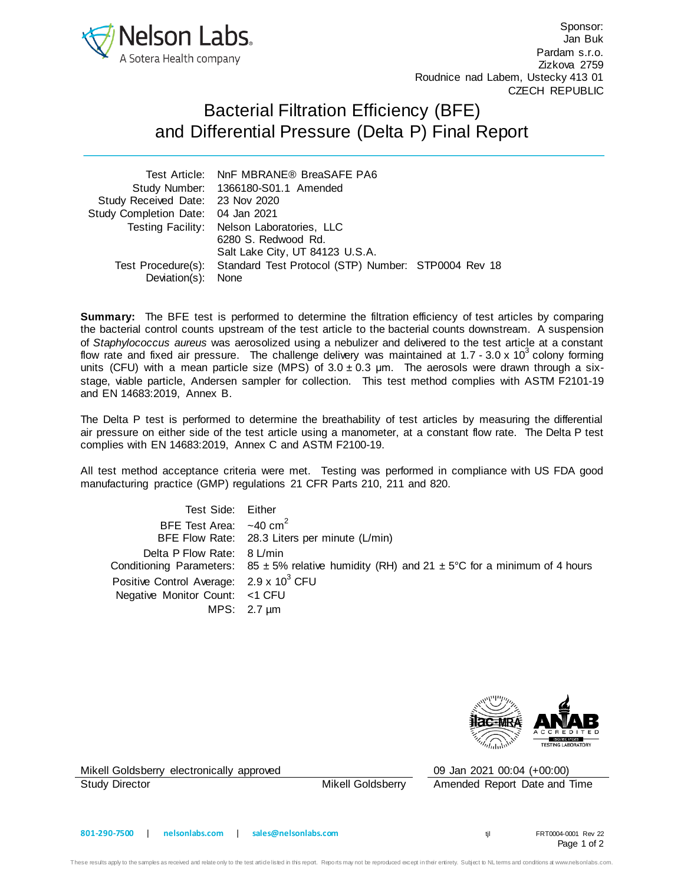Sponsor:
Jan Buk
Pardam s.r.o.
Zizkova 2759
Roudnice nad Labem, Ustecky 413 01
CZECH REPUBLIC

# Bacterial Filtration Efficiency (BFE) and Differential Pressure (Delta P) Final Report

| | |
|---|---|
| Test Article: | NnF MBRANE® BreaSAFE PA6 |
| Study Number: | 1366180-S01.1 Amended |
| Study Received Date: | 23 Nov 2020 |
| Study Completion Date: | 04 Jan 2021 |
| Testing Facility: | Nelson Laboratories, LLC<br>6280 S. Redwood Rd.<br>Salt Lake City, UT 84123 U.S.A. |
| Test Procedure(s): | Standard Test Protocol (STP) Number: STP0004 Rev 18 |
| Deviation(s): | None |

**Summary:** The BFE test is performed to determine the filtration efficiency of test articles by comparing the bacterial control counts upstream of the test article to the bacterial counts downstream. A suspension of *Staphylococcus aureus* was aerosolized using a nebulizer and delivered to the test article at a constant flow rate and fixed air pressure. The challenge delivery was maintained at 1.7 - 3.0 x $10^3$ colony forming units (CFU) with a mean particle size (MPS) of 3.0 ± 0.3 µm. The aerosols were drawn through a six-stage, viable particle, Andersen sampler for collection. This test method complies with ASTM F2101-19 and EN 14683:2019, Annex B.

The Delta P test is performed to determine the breathability of test articles by measuring the differential air pressure on either side of the test article using a manometer, at a constant flow rate. The Delta P test complies with EN 14683:2019, Annex C and ASTM F2100-19.

All test method acceptance criteria were met. Testing was performed in compliance with US FDA good manufacturing practice (GMP) regulations 21 CFR Parts 210, 211 and 820.

| | |
|---|---|
| Test Side: | Either |
| BFE Test Area: | ~40 $cm^2$ |
| BFE Flow Rate: | 28.3 Liters per minute (L/min) |
| Delta P Flow Rate: | 8 L/min |
| Conditioning Parameters: | 85 ± 5% relative humidity (RH) and 21 ± 5°C for a minimum of 4 hours |
| Positive Control Average: | 2.9 x $10^3$ CFU |
| Negative Monitor Count: | <1 CFU |
| MPS: | 2.7 µm |

Mikell Goldsberry electronically approved
Study Director — Mikell Goldsberry

09 Jan 2021 00:04 (+00:00)
Amended Report Date and Time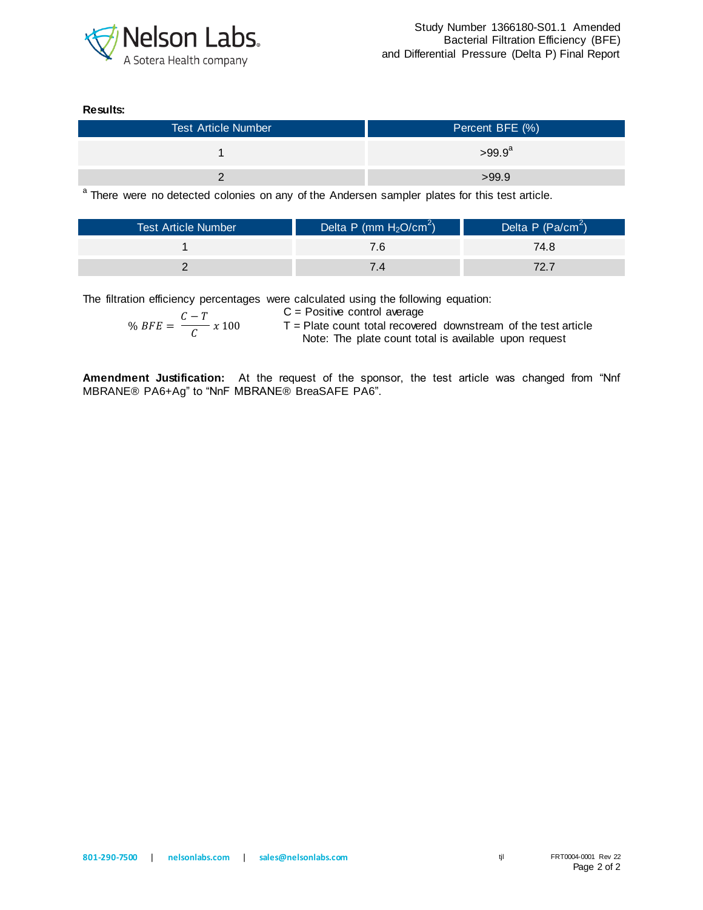**Results:**

| Test Article Number | Percent BFE (%) |
| --- | --- |
| 1 | >99.9[a] |
| 2 | >99.9 |

[a] There were no detected colonies on any of the Andersen sampler plates for this test article.

| Test Article Number | Delta P (mm $H_2O/cm^2$) | Delta P ($Pa/cm^2$) |
| --- | --- | --- |
| 1 | 7.6 | 74.8 |
| 2 | 7.4 | 72.7 |

The filtration efficiency percentages were calculated using the following equation:

$$\% \, BFE = \frac{C - T}{C} \, x \, 100$$

C = Positive control average
T = Plate count total recovered downstream of the test article
Note: The plate count total is available upon request

**Amendment Justification:** At the request of the sponsor, the test article was changed from "Nnf MBRANE® PA6+Ag" to "NnF MBRANE® BreaSAFE PA6".